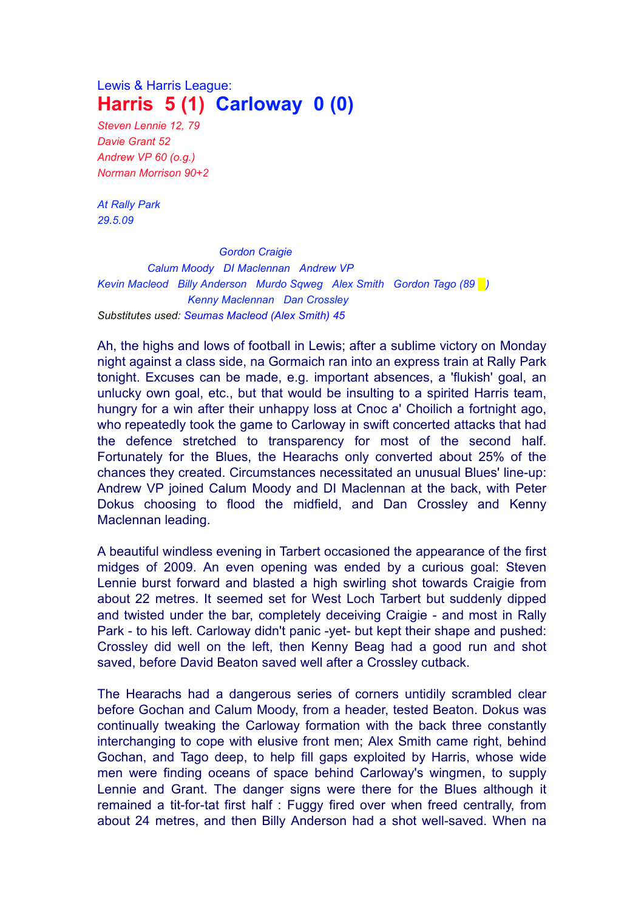Lewis & Harris League:

# Harris 5 (1) Carloway 0 (0)

*Steven Lennie 12, 79*
*Davie Grant 52*
*Andrew VP 60 (o.g.)*
*Norman Morrison 90+2*

*At Rally Park*
*29.5.09*

*Gordon Craigie*
*Calum Moody DI Maclennan Andrew VP*
*Kevin Macleod Billy Anderson Murdo Sqweg Alex Smith Gordon Tago (89 )*
*Kenny Maclennan Dan Crossley*
Substitutes used: *Seumas Macleod (Alex Smith) 45*

Ah, the highs and lows of football in Lewis; after a sublime victory on Monday night against a class side, na Gormaich ran into an express train at Rally Park tonight. Excuses can be made, e.g. important absences, a 'flukish' goal, an unlucky own goal, etc., but that would be insulting to a spirited Harris team, hungry for a win after their unhappy loss at Cnoc a' Choilich a fortnight ago, who repeatedly took the game to Carloway in swift concerted attacks that had the defence stretched to transparency for most of the second half. Fortunately for the Blues, the Hearachs only converted about 25% of the chances they created. Circumstances necessitated an unusual Blues' line-up: Andrew VP joined Calum Moody and DI Maclennan at the back, with Peter Dokus choosing to flood the midfield, and Dan Crossley and Kenny Maclennan leading.

A beautiful windless evening in Tarbert occasioned the appearance of the first midges of 2009. An even opening was ended by a curious goal: Steven Lennie burst forward and blasted a high swirling shot towards Craigie from about 22 metres. It seemed set for West Loch Tarbert but suddenly dipped and twisted under the bar, completely deceiving Craigie - and most in Rally Park - to his left. Carloway didn't panic -yet- but kept their shape and pushed: Crossley did well on the left, then Kenny Beag had a good run and shot saved, before David Beaton saved well after a Crossley cutback.

The Hearachs had a dangerous series of corners untidily scrambled clear before Gochan and Calum Moody, from a header, tested Beaton. Dokus was continually tweaking the Carloway formation with the back three constantly interchanging to cope with elusive front men; Alex Smith came right, behind Gochan, and Tago deep, to help fill gaps exploited by Harris, whose wide men were finding oceans of space behind Carloway's wingmen, to supply Lennie and Grant. The danger signs were there for the Blues although it remained a tit-for-tat first half : Fuggy fired over when freed centrally, from about 24 metres, and then Billy Anderson had a shot well-saved. When na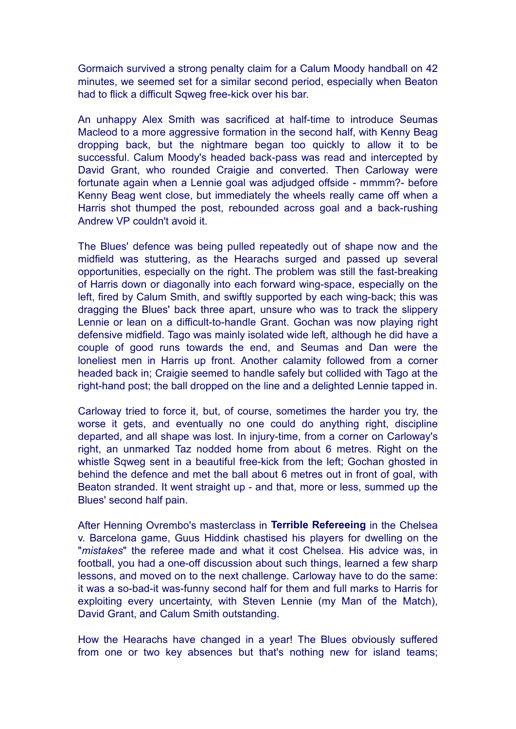Gormaich survived a strong penalty claim for a Calum Moody handball on 42 minutes, we seemed set for a similar second period, especially when Beaton had to flick a difficult Sqweg free-kick over his bar.

An unhappy Alex Smith was sacrificed at half-time to introduce Seumas Macleod to a more aggressive formation in the second half, with Kenny Beag dropping back, but the nightmare began too quickly to allow it to be successful. Calum Moody's headed back-pass was read and intercepted by David Grant, who rounded Craigie and converted. Then Carloway were fortunate again when a Lennie goal was adjudged offside - mmmm?- before Kenny Beag went close, but immediately the wheels really came off when a Harris shot thumped the post, rebounded across goal and a back-rushing Andrew VP couldn't avoid it.

The Blues' defence was being pulled repeatedly out of shape now and the midfield was stuttering, as the Hearachs surged and passed up several opportunities, especially on the right. The problem was still the fast-breaking of Harris down or diagonally into each forward wing-space, especially on the left, fired by Calum Smith, and swiftly supported by each wing-back; this was dragging the Blues' back three apart, unsure who was to track the slippery Lennie or lean on a difficult-to-handle Grant. Gochan was now playing right defensive midfield. Tago was mainly isolated wide left, although he did have a couple of good runs towards the end, and Seumas and Dan were the loneliest men in Harris up front. Another calamity followed from a corner headed back in; Craigie seemed to handle safely but collided with Tago at the right-hand post; the ball dropped on the line and a delighted Lennie tapped in.

Carloway tried to force it, but, of course, sometimes the harder you try, the worse it gets, and eventually no one could do anything right, discipline departed, and all shape was lost. In injury-time, from a corner on Carloway's right, an unmarked Taz nodded home from about 6 metres. Right on the whistle Sqweg sent in a beautiful free-kick from the left; Gochan ghosted in behind the defence and met the ball about 6 metres out in front of goal, with Beaton stranded. It went straight up - and that, more or less, summed up the Blues' second half pain.

After Henning Ovrembo's masterclass in **Terrible Refereeing** in the Chelsea v. Barcelona game, Guus Hiddink chastised his players for dwelling on the "*mistakes*" the referee made and what it cost Chelsea. His advice was, in football, you had a one-off discussion about such things, learned a few sharp lessons, and moved on to the next challenge. Carloway have to do the same: it was a so-bad-it was-funny second half for them and full marks to Harris for exploiting every uncertainty, with Steven Lennie (my Man of the Match), David Grant, and Calum Smith outstanding.

How the Hearachs have changed in a year! The Blues obviously suffered from one or two key absences but that's nothing new for island teams;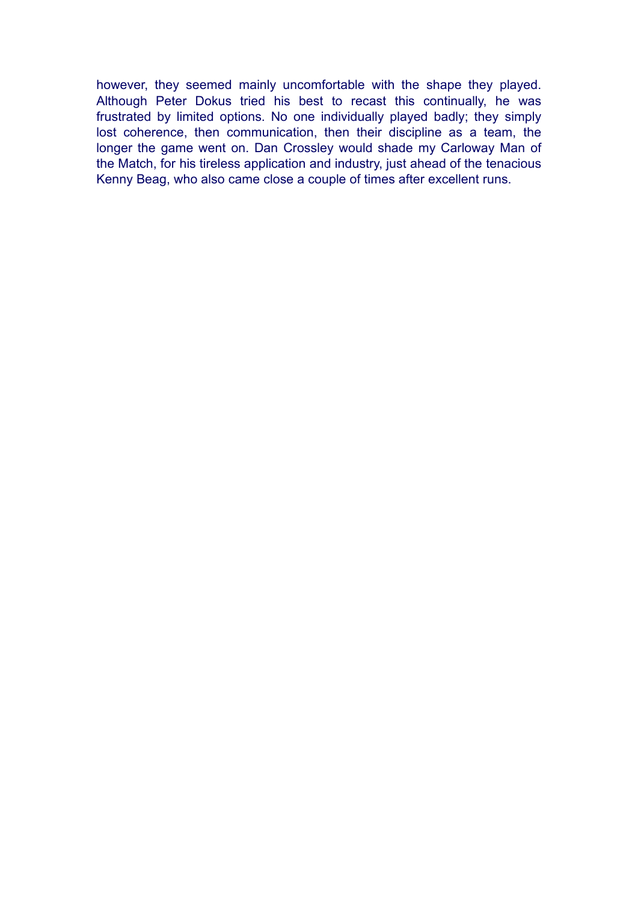however, they seemed mainly uncomfortable with the shape they played. Although Peter Dokus tried his best to recast this continually, he was frustrated by limited options. No one individually played badly; they simply lost coherence, then communication, then their discipline as a team, the longer the game went on. Dan Crossley would shade my Carloway Man of the Match, for his tireless application and industry, just ahead of the tenacious Kenny Beag, who also came close a couple of times after excellent runs.